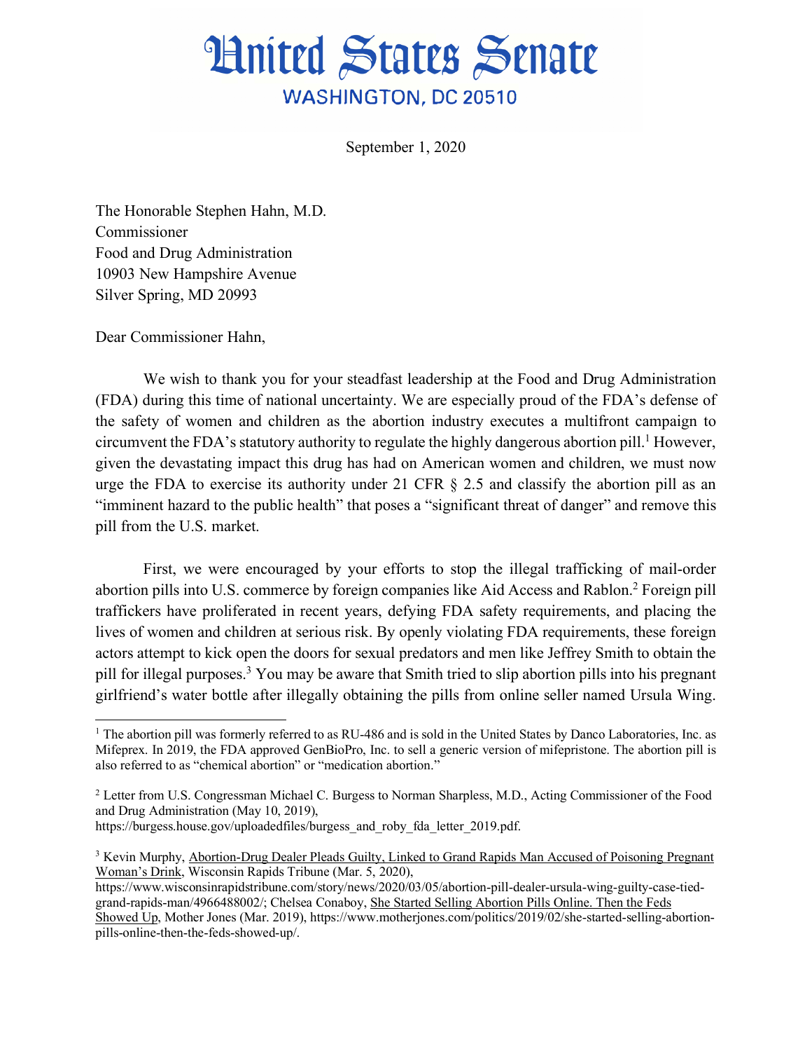# United States Senate

WASHINGTON, DC 20510

September 1, 2020

The Honorable Stephen Hahn, M.D.
Commissioner
Food and Drug Administration
10903 New Hampshire Avenue
Silver Spring, MD 20993

Dear Commissioner Hahn,

We wish to thank you for your steadfast leadership at the Food and Drug Administration (FDA) during this time of national uncertainty. We are especially proud of the FDA's defense of the safety of women and children as the abortion industry executes a multifront campaign to circumvent the FDA's statutory authority to regulate the highly dangerous abortion pill.[1] However, given the devastating impact this drug has had on American women and children, we must now urge the FDA to exercise its authority under 21 CFR § 2.5 and classify the abortion pill as an "imminent hazard to the public health" that poses a "significant threat of danger" and remove this pill from the U.S. market.

First, we were encouraged by your efforts to stop the illegal trafficking of mail-order abortion pills into U.S. commerce by foreign companies like Aid Access and Rablon.[2] Foreign pill traffickers have proliferated in recent years, defying FDA safety requirements, and placing the lives of women and children at serious risk. By openly violating FDA requirements, these foreign actors attempt to kick open the doors for sexual predators and men like Jeffrey Smith to obtain the pill for illegal purposes.[3] You may be aware that Smith tried to slip abortion pills into his pregnant girlfriend's water bottle after illegally obtaining the pills from online seller named Ursula Wing.

---

[1] The abortion pill was formerly referred to as RU-486 and is sold in the United States by Danco Laboratories, Inc. as Mifeprex. In 2019, the FDA approved GenBioPro, Inc. to sell a generic version of mifepristone. The abortion pill is also referred to as "chemical abortion" or "medication abortion."

[2] Letter from U.S. Congressman Michael C. Burgess to Norman Sharpless, M.D., Acting Commissioner of the Food and Drug Administration (May 10, 2019), https://burgess.house.gov/uploadedfiles/burgess_and_roby_fda_letter_2019.pdf.

[3] Kevin Murphy, Abortion-Drug Dealer Pleads Guilty, Linked to Grand Rapids Man Accused of Poisoning Pregnant Woman's Drink, Wisconsin Rapids Tribune (Mar. 5, 2020), https://www.wisconsinrapidstribune.com/story/news/2020/03/05/abortion-pill-dealer-ursula-wing-guilty-case-tied-grand-rapids-man/4966488002/; Chelsea Conaboy, She Started Selling Abortion Pills Online. Then the Feds Showed Up, Mother Jones (Mar. 2019), https://www.motherjones.com/politics/2019/02/she-started-selling-abortion-pills-online-then-the-feds-showed-up/.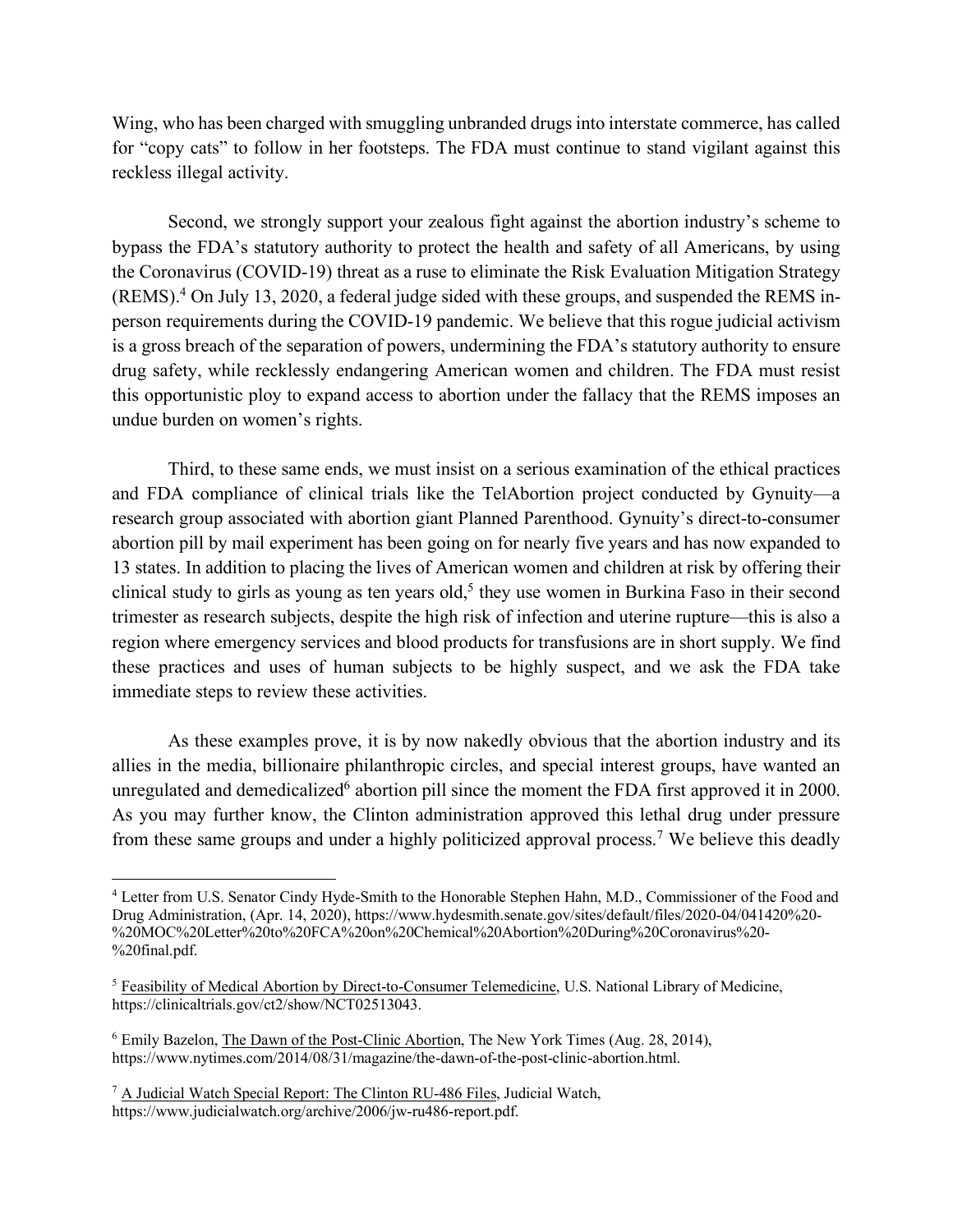Wing, who has been charged with smuggling unbranded drugs into interstate commerce, has called for "copy cats" to follow in her footsteps. The FDA must continue to stand vigilant against this reckless illegal activity.

Second, we strongly support your zealous fight against the abortion industry's scheme to bypass the FDA's statutory authority to protect the health and safety of all Americans, by using the Coronavirus (COVID-19) threat as a ruse to eliminate the Risk Evaluation Mitigation Strategy (REMS).[4] On July 13, 2020, a federal judge sided with these groups, and suspended the REMS in-person requirements during the COVID-19 pandemic. We believe that this rogue judicial activism is a gross breach of the separation of powers, undermining the FDA's statutory authority to ensure drug safety, while recklessly endangering American women and children. The FDA must resist this opportunistic ploy to expand access to abortion under the fallacy that the REMS imposes an undue burden on women's rights.

Third, to these same ends, we must insist on a serious examination of the ethical practices and FDA compliance of clinical trials like the TelAbortion project conducted by Gynuity—a research group associated with abortion giant Planned Parenthood. Gynuity's direct-to-consumer abortion pill by mail experiment has been going on for nearly five years and has now expanded to 13 states. In addition to placing the lives of American women and children at risk by offering their clinical study to girls as young as ten years old,[5] they use women in Burkina Faso in their second trimester as research subjects, despite the high risk of infection and uterine rupture—this is also a region where emergency services and blood products for transfusions are in short supply. We find these practices and uses of human subjects to be highly suspect, and we ask the FDA take immediate steps to review these activities.

As these examples prove, it is by now nakedly obvious that the abortion industry and its allies in the media, billionaire philanthropic circles, and special interest groups, have wanted an unregulated and demedicalized[6] abortion pill since the moment the FDA first approved it in 2000. As you may further know, the Clinton administration approved this lethal drug under pressure from these same groups and under a highly politicized approval process.[7] We believe this deadly

---

[4] Letter from U.S. Senator Cindy Hyde-Smith to the Honorable Stephen Hahn, M.D., Commissioner of the Food and Drug Administration, (Apr. 14, 2020), https://www.hydesmith.senate.gov/sites/default/files/2020-04/041420%20-%20MOC%20Letter%20to%20FCA%20on%20Chemical%20Abortion%20During%20Coronavirus%20-%20final.pdf.

[5] Feasibility of Medical Abortion by Direct-to-Consumer Telemedicine, U.S. National Library of Medicine, https://clinicaltrials.gov/ct2/show/NCT02513043.

[6] Emily Bazelon, The Dawn of the Post-Clinic Abortion, The New York Times (Aug. 28, 2014), https://www.nytimes.com/2014/08/31/magazine/the-dawn-of-the-post-clinic-abortion.html.

[7] A Judicial Watch Special Report: The Clinton RU-486 Files, Judicial Watch, https://www.judicialwatch.org/archive/2006/jw-ru486-report.pdf.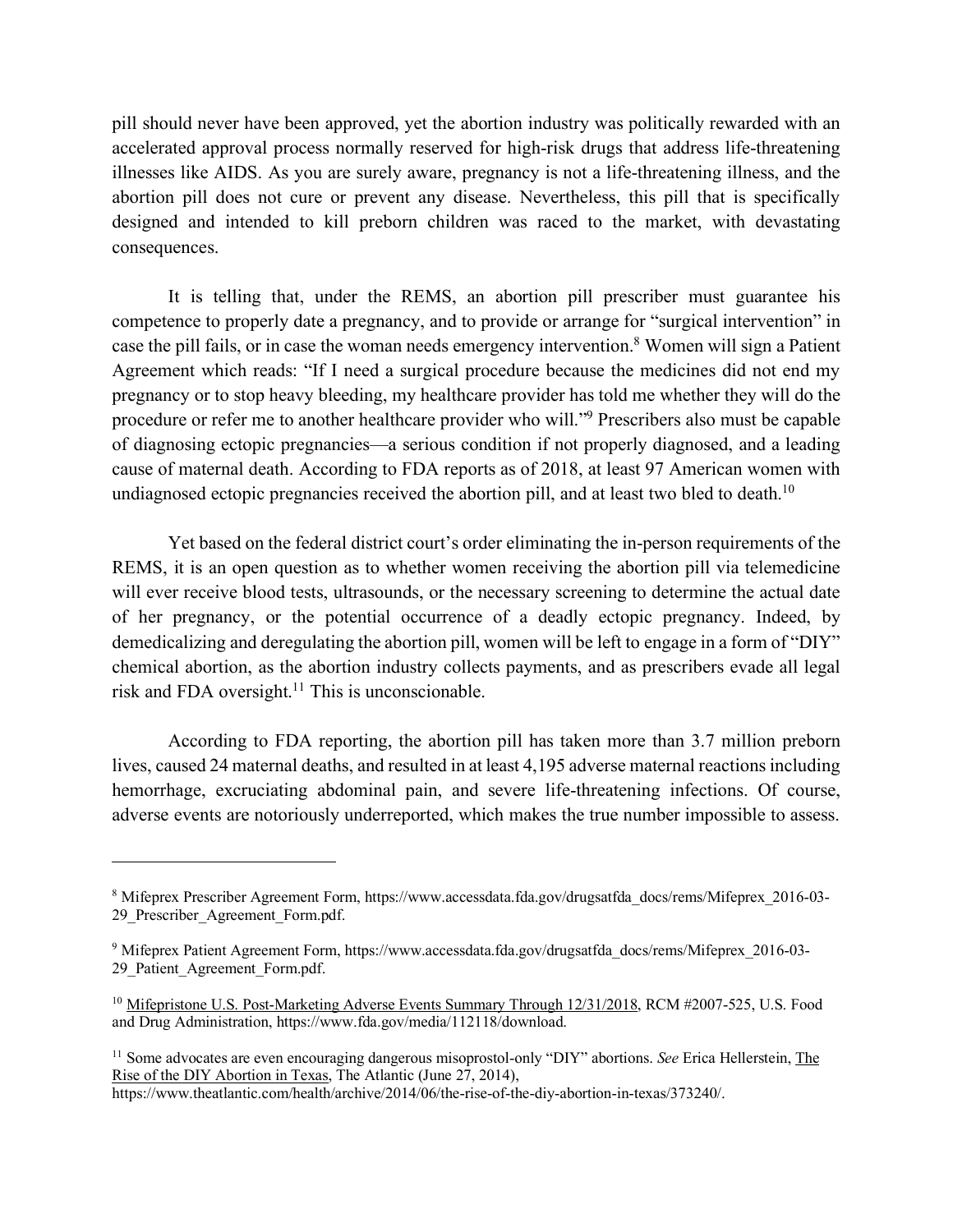pill should never have been approved, yet the abortion industry was politically rewarded with an accelerated approval process normally reserved for high-risk drugs that address life-threatening illnesses like AIDS. As you are surely aware, pregnancy is not a life-threatening illness, and the abortion pill does not cure or prevent any disease. Nevertheless, this pill that is specifically designed and intended to kill preborn children was raced to the market, with devastating consequences.

It is telling that, under the REMS, an abortion pill prescriber must guarantee his competence to properly date a pregnancy, and to provide or arrange for "surgical intervention" in case the pill fails, or in case the woman needs emergency intervention.[8] Women will sign a Patient Agreement which reads: "If I need a surgical procedure because the medicines did not end my pregnancy or to stop heavy bleeding, my healthcare provider has told me whether they will do the procedure or refer me to another healthcare provider who will."[9] Prescribers also must be capable of diagnosing ectopic pregnancies—a serious condition if not properly diagnosed, and a leading cause of maternal death. According to FDA reports as of 2018, at least 97 American women with undiagnosed ectopic pregnancies received the abortion pill, and at least two bled to death.[10]

Yet based on the federal district court's order eliminating the in-person requirements of the REMS, it is an open question as to whether women receiving the abortion pill via telemedicine will ever receive blood tests, ultrasounds, or the necessary screening to determine the actual date of her pregnancy, or the potential occurrence of a deadly ectopic pregnancy. Indeed, by demedicalizing and deregulating the abortion pill, women will be left to engage in a form of "DIY" chemical abortion, as the abortion industry collects payments, and as prescribers evade all legal risk and FDA oversight.[11] This is unconscionable.

According to FDA reporting, the abortion pill has taken more than 3.7 million preborn lives, caused 24 maternal deaths, and resulted in at least 4,195 adverse maternal reactions including hemorrhage, excruciating abdominal pain, and severe life-threatening infections. Of course, adverse events are notoriously underreported, which makes the true number impossible to assess.

---

[8] Mifeprex Prescriber Agreement Form, https://www.accessdata.fda.gov/drugsatfda_docs/rems/Mifeprex_2016-03-29_Prescriber_Agreement_Form.pdf.

[9] Mifeprex Patient Agreement Form, https://www.accessdata.fda.gov/drugsatfda_docs/rems/Mifeprex_2016-03-29_Patient_Agreement_Form.pdf.

[10] Mifepristone U.S. Post-Marketing Adverse Events Summary Through 12/31/2018, RCM #2007-525, U.S. Food and Drug Administration, https://www.fda.gov/media/112118/download.

[11] Some advocates are even encouraging dangerous misoprostol-only "DIY" abortions. *See* Erica Hellerstein, The Rise of the DIY Abortion in Texas, The Atlantic (June 27, 2014), https://www.theatlantic.com/health/archive/2014/06/the-rise-of-the-diy-abortion-in-texas/373240/.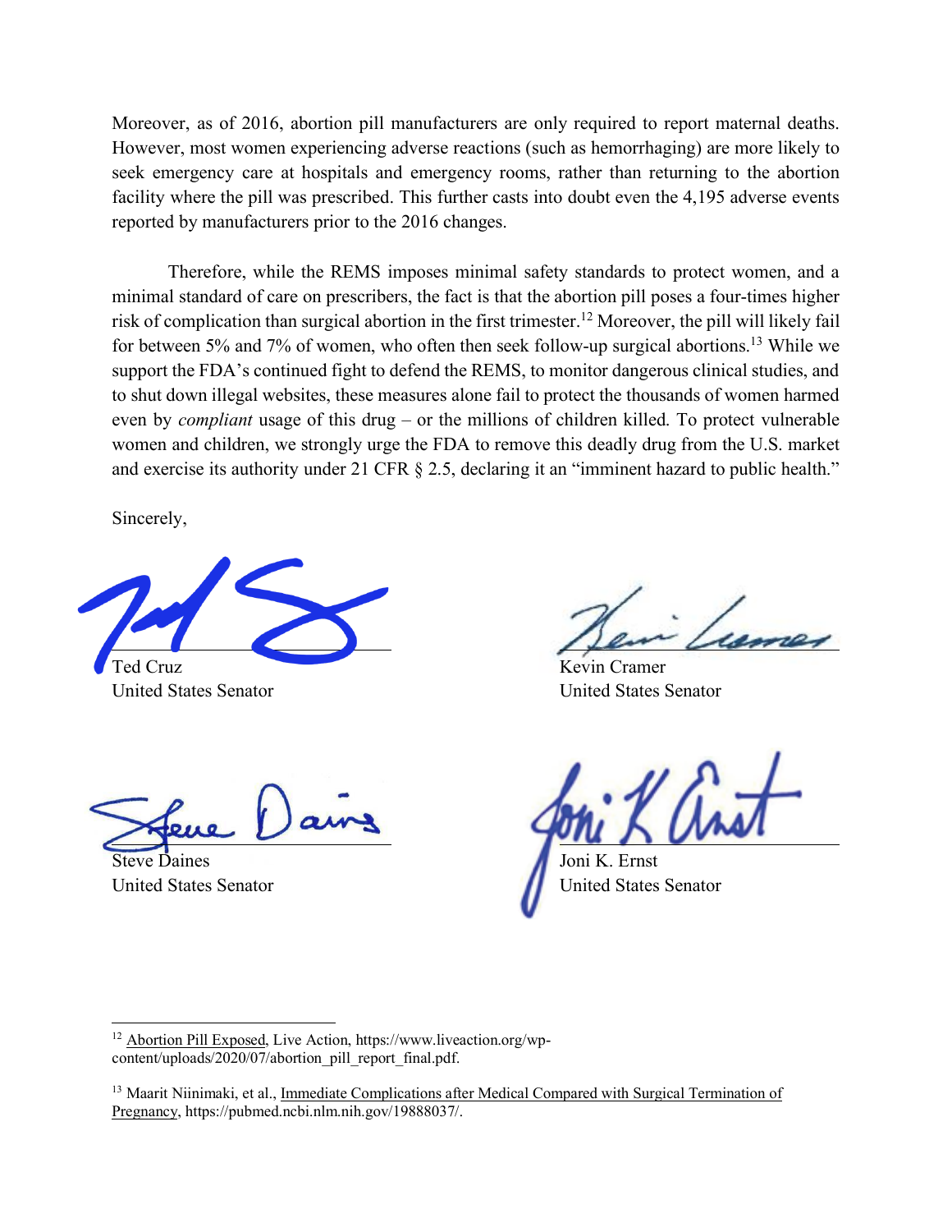Moreover, as of 2016, abortion pill manufacturers are only required to report maternal deaths. However, most women experiencing adverse reactions (such as hemorrhaging) are more likely to seek emergency care at hospitals and emergency rooms, rather than returning to the abortion facility where the pill was prescribed. This further casts into doubt even the 4,195 adverse events reported by manufacturers prior to the 2016 changes.

Therefore, while the REMS imposes minimal safety standards to protect women, and a minimal standard of care on prescribers, the fact is that the abortion pill poses a four-times higher risk of complication than surgical abortion in the first trimester.[12] Moreover, the pill will likely fail for between 5% and 7% of women, who often then seek follow-up surgical abortions.[13] While we support the FDA's continued fight to defend the REMS, to monitor dangerous clinical studies, and to shut down illegal websites, these measures alone fail to protect the thousands of women harmed even by *compliant* usage of this drug – or the millions of children killed. To protect vulnerable women and children, we strongly urge the FDA to remove this deadly drug from the U.S. market and exercise its authority under 21 CFR § 2.5, declaring it an "imminent hazard to public health."

Sincerely,

Ted Cruz
United States Senator

Kevin Cramer
United States Senator

Steve Daines
United States Senator

Joni K. Ernst
United States Senator

---

[12] Abortion Pill Exposed, Live Action, https://www.liveaction.org/wp-content/uploads/2020/07/abortion_pill_report_final.pdf.

[13] Maarit Niinimaki, et al., Immediate Complications after Medical Compared with Surgical Termination of Pregnancy, https://pubmed.ncbi.nlm.nih.gov/19888037/.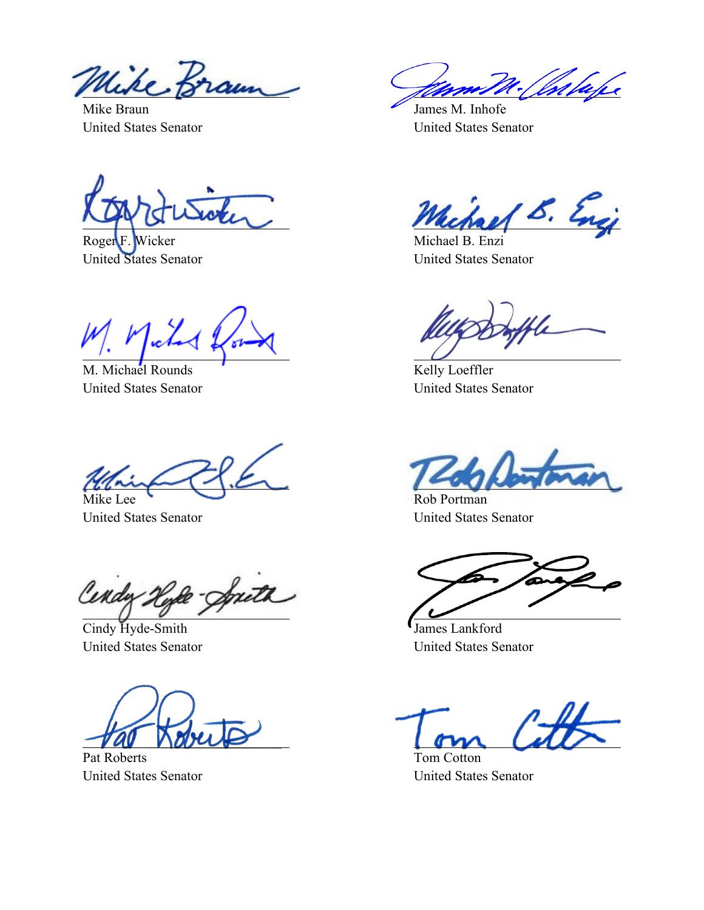Mike Braun
United States Senator

James M. Inhofe
United States Senator

Roger F. Wicker
United States Senator

Michael B. Enzi
United States Senator

M. Michael Rounds
United States Senator

Kelly Loeffler
United States Senator

Mike Lee
United States Senator

Rob Portman
United States Senator

Cindy Hyde-Smith
United States Senator

James Lankford
United States Senator

Pat Roberts
United States Senator

Tom Cotton
United States Senator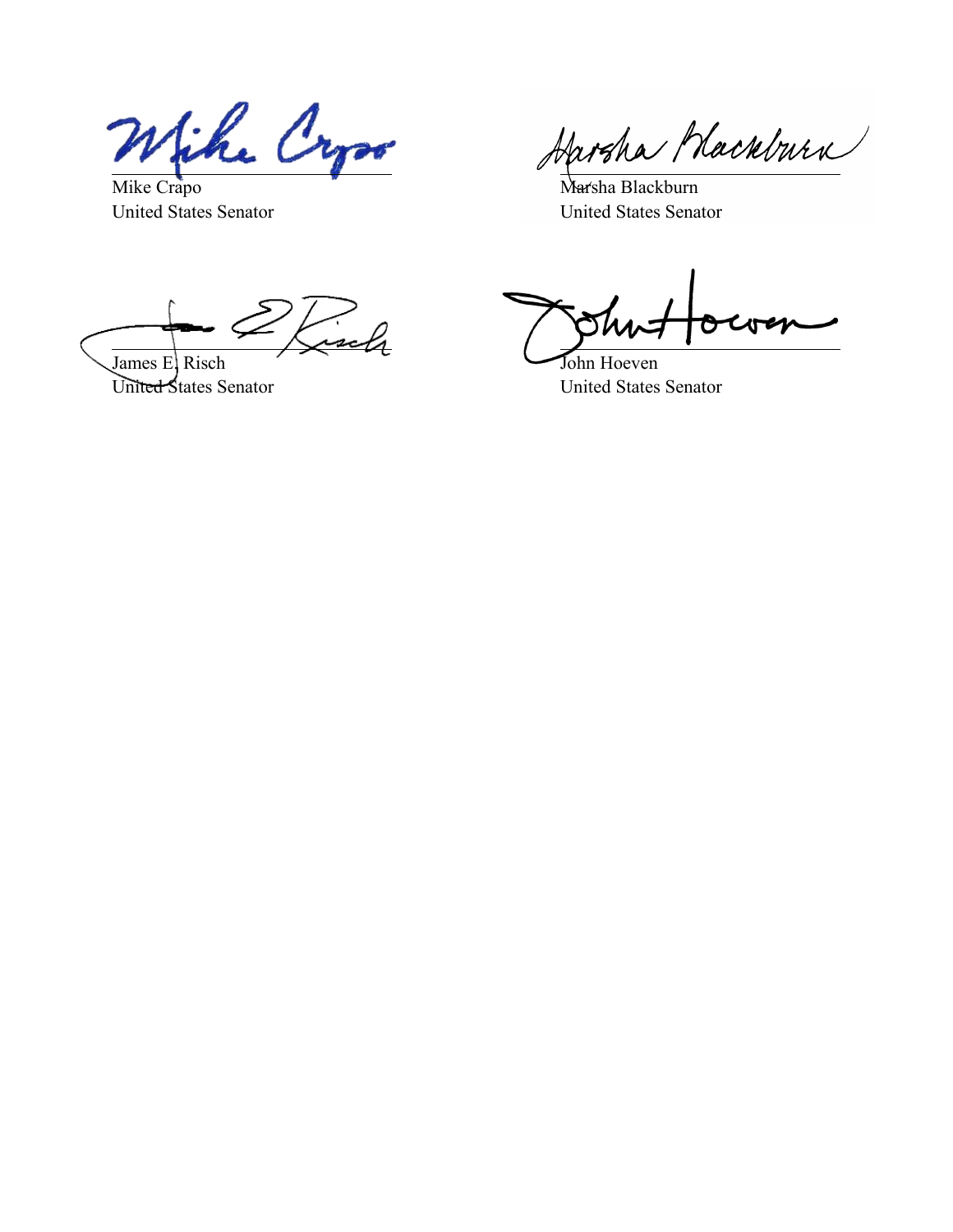Mike Crapo
United States Senator

Marsha Blackburn
United States Senator

James E. Risch
United States Senator

John Hoeven
United States Senator